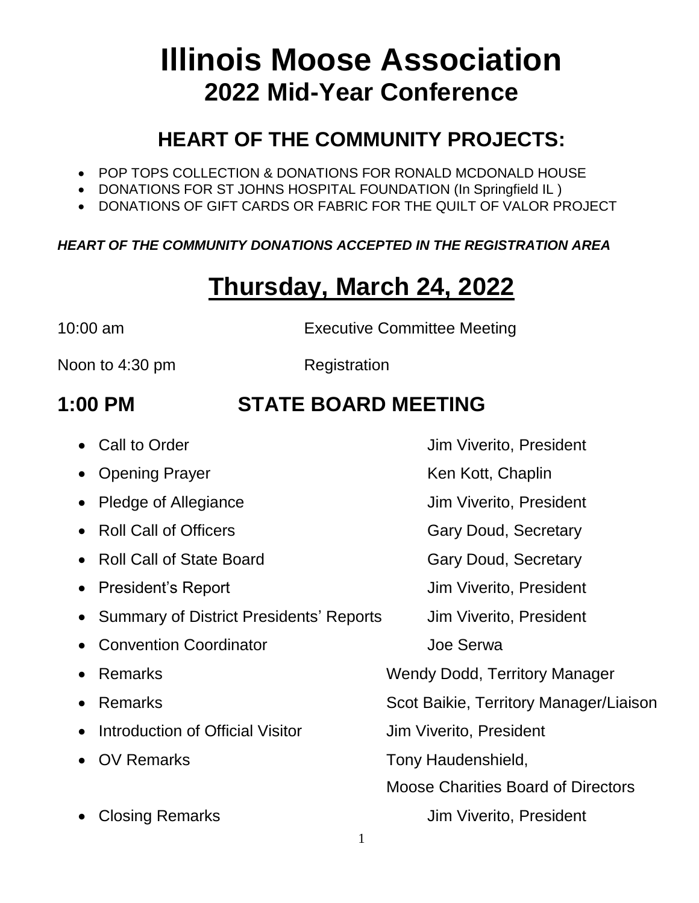# Illinois Moose Association
## 2022 Mid-Year Conference

## HEART OF THE COMMUNITY PROJECTS:

- POP TOPS COLLECTION & DONATIONS FOR RONALD MCDONALD HOUSE
- DONATIONS FOR ST JOHNS HOSPITAL FOUNDATION (In Springfield IL )
- DONATIONS OF GIFT CARDS OR FABRIC FOR THE QUILT OF VALOR PROJECT

***HEART OF THE COMMUNITY DONATIONS ACCEPTED IN THE REGISTRATION AREA***

# Thursday, March 24, 2022

10:00 am Executive Committee Meeting

Noon to 4:30 pm Registration

## 1:00 PM STATE BOARD MEETING

- Call to Order — Jim Viverito, President
- Opening Prayer — Ken Kott, Chaplin
- Pledge of Allegiance — Jim Viverito, President
- Roll Call of Officers — Gary Doud, Secretary
- Roll Call of State Board — Gary Doud, Secretary
- President's Report — Jim Viverito, President
- Summary of District Presidents' Reports — Jim Viverito, President
- Convention Coordinator — Joe Serwa
- Remarks — Wendy Dodd, Territory Manager
- Remarks — Scot Baikie, Territory Manager/Liaison
- Introduction of Official Visitor — Jim Viverito, President
- OV Remarks — Tony Haudenshield, Moose Charities Board of Directors
- Closing Remarks — Jim Viverito, President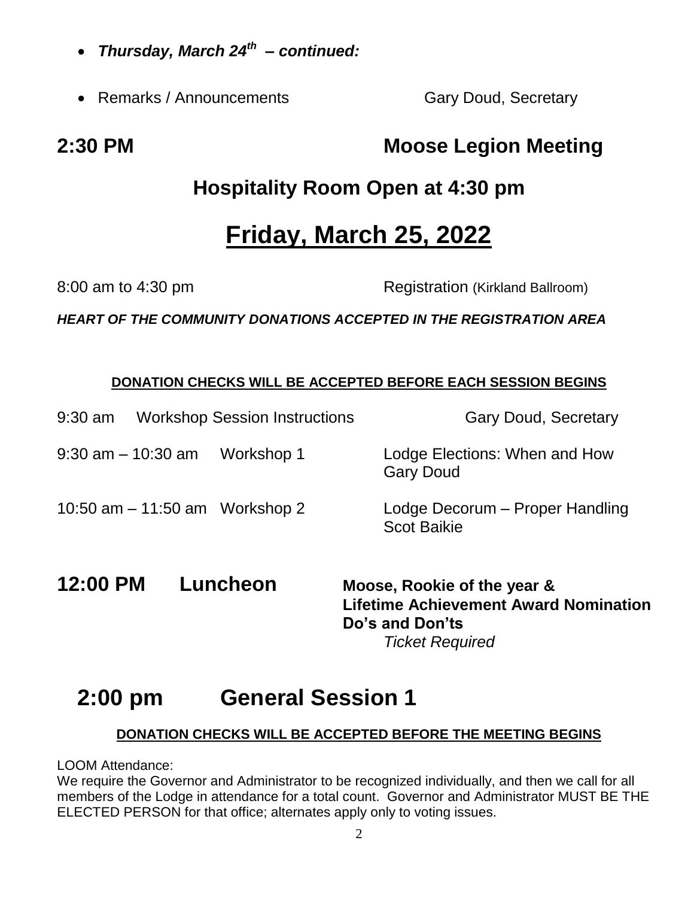- ***Thursday, March 24th – continued:***

- Remarks / Announcements Gary Doud, Secretary

## 2:30 PM Moose Legion Meeting

## Hospitality Room Open at 4:30 pm

# <u>Friday, March 25, 2022</u>

8:00 am to 4:30 pm Registration (Kirkland Ballroom)

***HEART OF THE COMMUNITY DONATIONS ACCEPTED IN THE REGISTRATION AREA***

**<u>DONATION CHECKS WILL BE ACCEPTED BEFORE EACH SESSION BEGINS</u>**

9:30 am Workshop Session Instructions Gary Doud, Secretary

9:30 am – 10:30 am Workshop 1 Lodge Elections: When and How
Gary Doud

10:50 am – 11:50 am Workshop 2 Lodge Decorum – Proper Handling
Scot Baikie

**12:00 PM Luncheon** **Moose, Rookie of the year & Lifetime Achievement Award Nomination Do's and Don'ts**
*Ticket Required*

## 2:00 pm General Session 1

**<u>DONATION CHECKS WILL BE ACCEPTED BEFORE THE MEETING BEGINS</u>**

LOOM Attendance:
We require the Governor and Administrator to be recognized individually, and then we call for all members of the Lodge in attendance for a total count. Governor and Administrator MUST BE THE ELECTED PERSON for that office; alternates apply only to voting issues.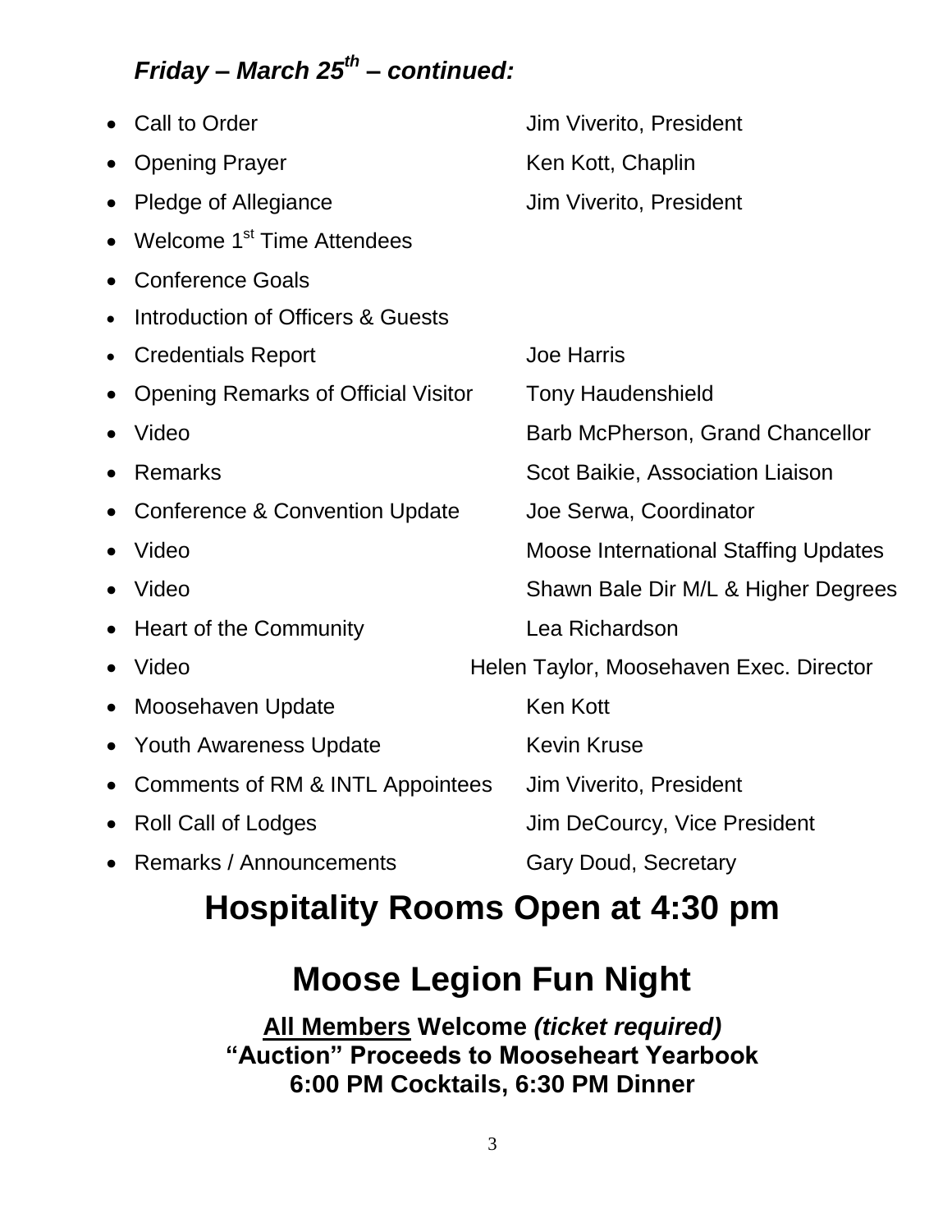### *Friday – March 25th – continued:*

| | |
|---|---|
| Call to Order | Jim Viverito, President |
| Opening Prayer | Ken Kott, Chaplin |
| Pledge of Allegiance | Jim Viverito, President |
| Welcome 1st Time Attendees | |
| Conference Goals | |
| Introduction of Officers & Guests | |
| Credentials Report | Joe Harris |
| Opening Remarks of Official Visitor | Tony Haudenshield |
| Video | Barb McPherson, Grand Chancellor |
| Remarks | Scot Baikie, Association Liaison |
| Conference & Convention Update | Joe Serwa, Coordinator |
| Video | Moose International Staffing Updates |
| Video | Shawn Bale Dir M/L & Higher Degrees |
| Heart of the Community | Lea Richardson |
| Video | Helen Taylor, Moosehaven Exec. Director |
| Moosehaven Update | Ken Kott |
| Youth Awareness Update | Kevin Kruse |
| Comments of RM & INTL Appointees | Jim Viverito, President |
| Roll Call of Lodges | Jim DeCourcy, Vice President |
| Remarks / Announcements | Gary Doud, Secretary |

# Hospitality Rooms Open at 4:30 pm

# Moose Legion Fun Night

**All Members Welcome *(ticket required)***
**"Auction" Proceeds to Mooseheart Yearbook**
**6:00 PM Cocktails, 6:30 PM Dinner**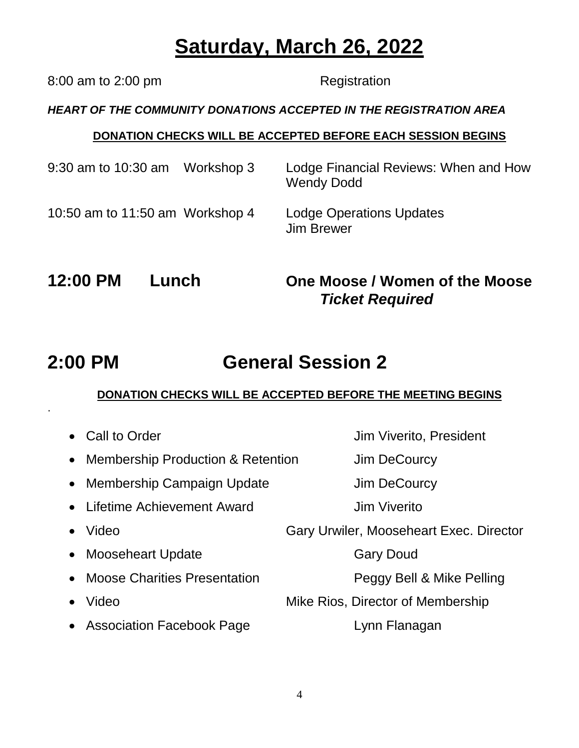# Saturday, March 26, 2022

8:00 am to 2:00 pm Registration

***HEART OF THE COMMUNITY DONATIONS ACCEPTED IN THE REGISTRATION AREA***

**DONATION CHECKS WILL BE ACCEPTED BEFORE EACH SESSION BEGINS**

9:30 am to 10:30 am Workshop 3 Lodge Financial Reviews: When and How
Wendy Dodd

10:50 am to 11:50 am Workshop 4 Lodge Operations Updates
Jim Brewer

## 12:00 PM Lunch One Moose / Women of the Moose *Ticket Required*

## 2:00 PM General Session 2

**DONATION CHECKS WILL BE ACCEPTED BEFORE THE MEETING BEGINS**

- Call to Order — Jim Viverito, President
- Membership Production & Retention — Jim DeCourcy
- Membership Campaign Update — Jim DeCourcy
- Lifetime Achievement Award — Jim Viverito
- Video — Gary Urwiler, Mooseheart Exec. Director
- Mooseheart Update — Gary Doud
- Moose Charities Presentation — Peggy Bell & Mike Pelling
- Video — Mike Rios, Director of Membership
- Association Facebook Page — Lynn Flanagan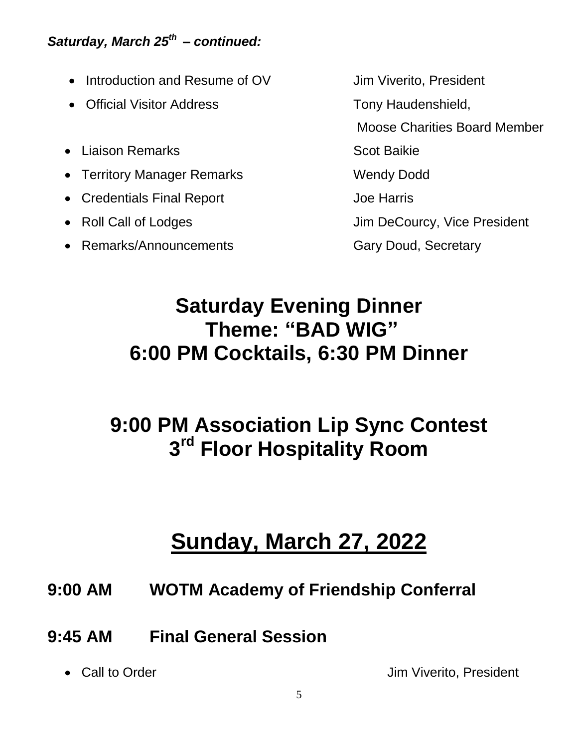***Saturday, March 25th – continued:***

- Introduction and Resume of OV — Jim Viverito, President
- Official Visitor Address — Tony Haudenshield, Moose Charities Board Member
- Liaison Remarks — Scot Baikie
- Territory Manager Remarks — Wendy Dodd
- Credentials Final Report — Joe Harris
- Roll Call of Lodges — Jim DeCourcy, Vice President
- Remarks/Announcements — Gary Doud, Secretary

## Saturday Evening Dinner
## Theme: "BAD WIG"
## 6:00 PM Cocktails, 6:30 PM Dinner

## 9:00 PM Association Lip Sync Contest
## 3rd Floor Hospitality Room

# <u>Sunday, March 27, 2022</u>

## 9:00 AM WOTM Academy of Friendship Conferral

## 9:45 AM Final General Session

- Call to Order — Jim Viverito, President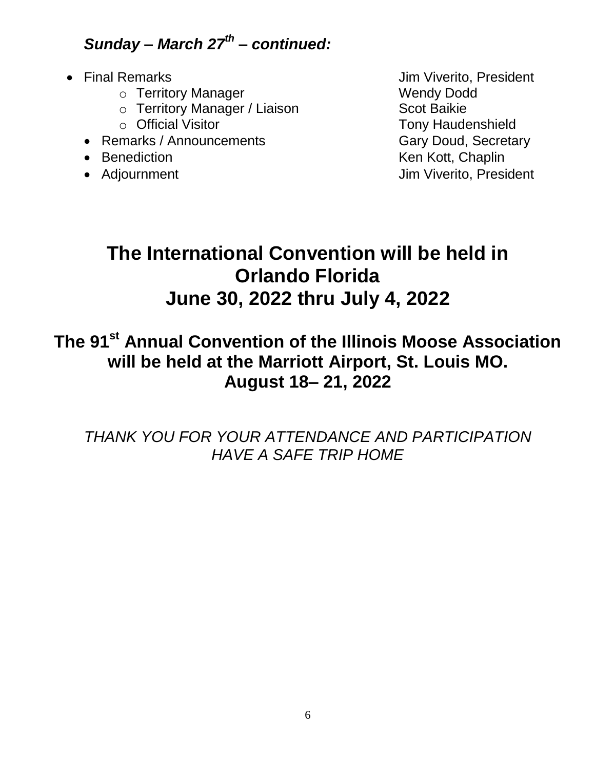***Sunday – March 27th – continued:***

- Final Remarks — Jim Viverito, President
    - Territory Manager — Wendy Dodd
    - Territory Manager / Liaison — Scot Baikie
    - Official Visitor — Tony Haudenshield
- Remarks / Announcements — Gary Doud, Secretary
- Benediction — Ken Kott, Chaplin
- Adjournment — Jim Viverito, President

# The International Convention will be held in Orlando Florida June 30, 2022 thru July 4, 2022

## The 91st Annual Convention of the Illinois Moose Association will be held at the Marriott Airport, St. Louis MO. August 18– 21, 2022

*THANK YOU FOR YOUR ATTENDANCE AND PARTICIPATION*
*HAVE A SAFE TRIP HOME*